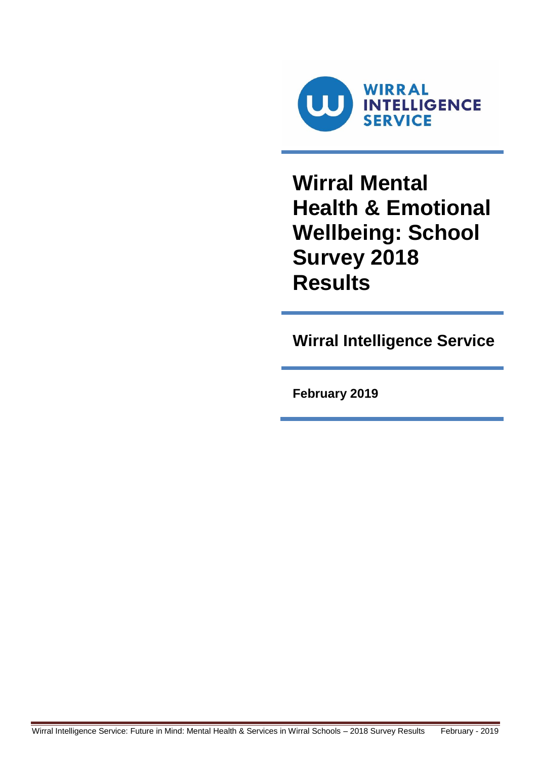WIRRAL INTELLIGENCE SERVICE

# Wirral Mental Health & Emotional Wellbeing: School Survey 2018 Results

## Wirral Intelligence Service

**February 2019**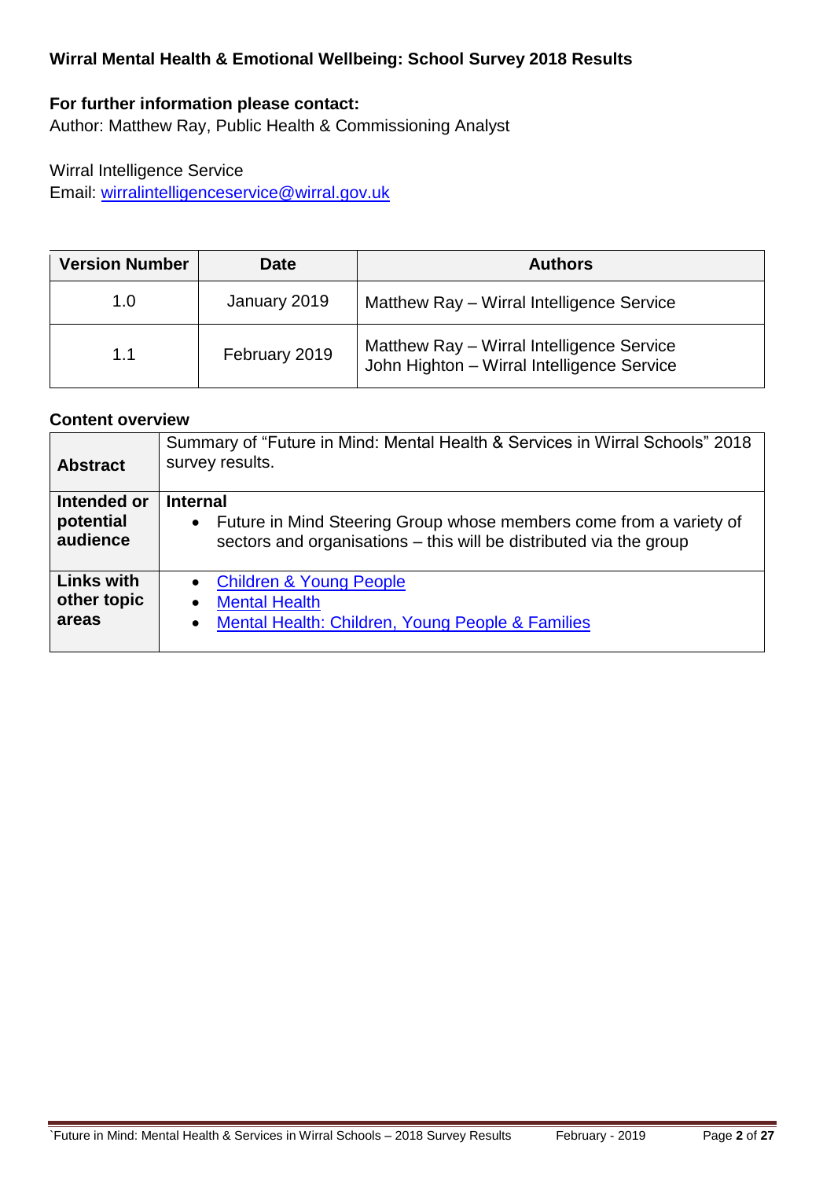**Wirral Mental Health & Emotional Wellbeing: School Survey 2018 Results**

**For further information please contact:**
Author: Matthew Ray, Public Health & Commissioning Analyst

Wirral Intelligence Service
Email: wirralintelligenceservice@wirral.gov.uk

| Version Number | Date | Authors |
|---|---|---|
| 1.0 | January 2019 | Matthew Ray – Wirral Intelligence Service |
| 1.1 | February 2019 | Matthew Ray – Wirral Intelligence Service<br>John Highton – Wirral Intelligence Service |

**Content overview**

| | |
|---|---|
| **Abstract** | Summary of "Future in Mind: Mental Health & Services in Wirral Schools" 2018 survey results. |
| **Intended or potential audience** | **Internal**<br>• Future in Mind Steering Group whose members come from a variety of sectors and organisations – this will be distributed via the group |
| **Links with other topic areas** | • Children & Young People<br>• Mental Health<br>• Mental Health: Children, Young People & Families |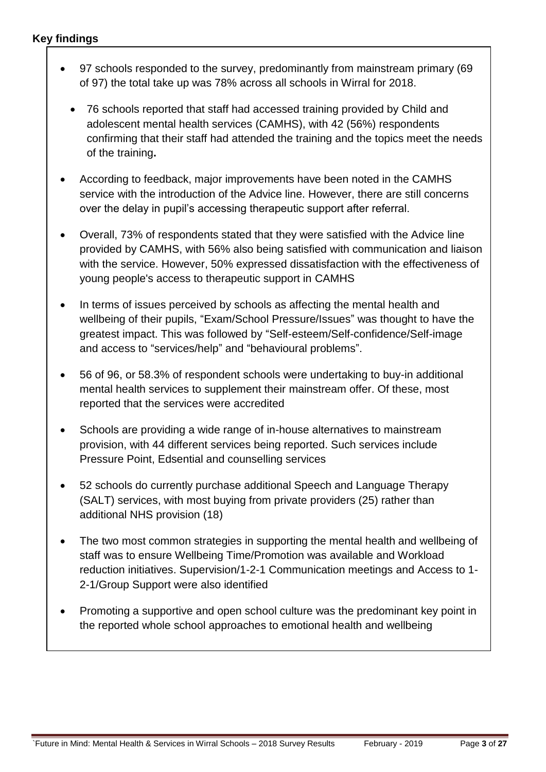## Key findings

- 97 schools responded to the survey, predominantly from mainstream primary (69 of 97) the total take up was 78% across all schools in Wirral for 2018.
  - 76 schools reported that staff had accessed training provided by Child and adolescent mental health services (CAMHS), with 42 (56%) respondents confirming that their staff had attended the training and the topics meet the needs of the training**.**
- According to feedback, major improvements have been noted in the CAMHS service with the introduction of the Advice line. However, there are still concerns over the delay in pupil's accessing therapeutic support after referral.
- Overall, 73% of respondents stated that they were satisfied with the Advice line provided by CAMHS, with 56% also being satisfied with communication and liaison with the service. However, 50% expressed dissatisfaction with the effectiveness of young people's access to therapeutic support in CAMHS
- In terms of issues perceived by schools as affecting the mental health and wellbeing of their pupils, "Exam/School Pressure/Issues" was thought to have the greatest impact. This was followed by "Self-esteem/Self-confidence/Self-image and access to "services/help" and "behavioural problems".
- 56 of 96, or 58.3% of respondent schools were undertaking to buy-in additional mental health services to supplement their mainstream offer. Of these, most reported that the services were accredited
- Schools are providing a wide range of in-house alternatives to mainstream provision, with 44 different services being reported. Such services include Pressure Point, Edsential and counselling services
- 52 schools do currently purchase additional Speech and Language Therapy (SALT) services, with most buying from private providers (25) rather than additional NHS provision (18)
- The two most common strategies in supporting the mental health and wellbeing of staff was to ensure Wellbeing Time/Promotion was available and Workload reduction initiatives. Supervision/1-2-1 Communication meetings and Access to 1-2-1/Group Support were also identified
- Promoting a supportive and open school culture was the predominant key point in the reported whole school approaches to emotional health and wellbeing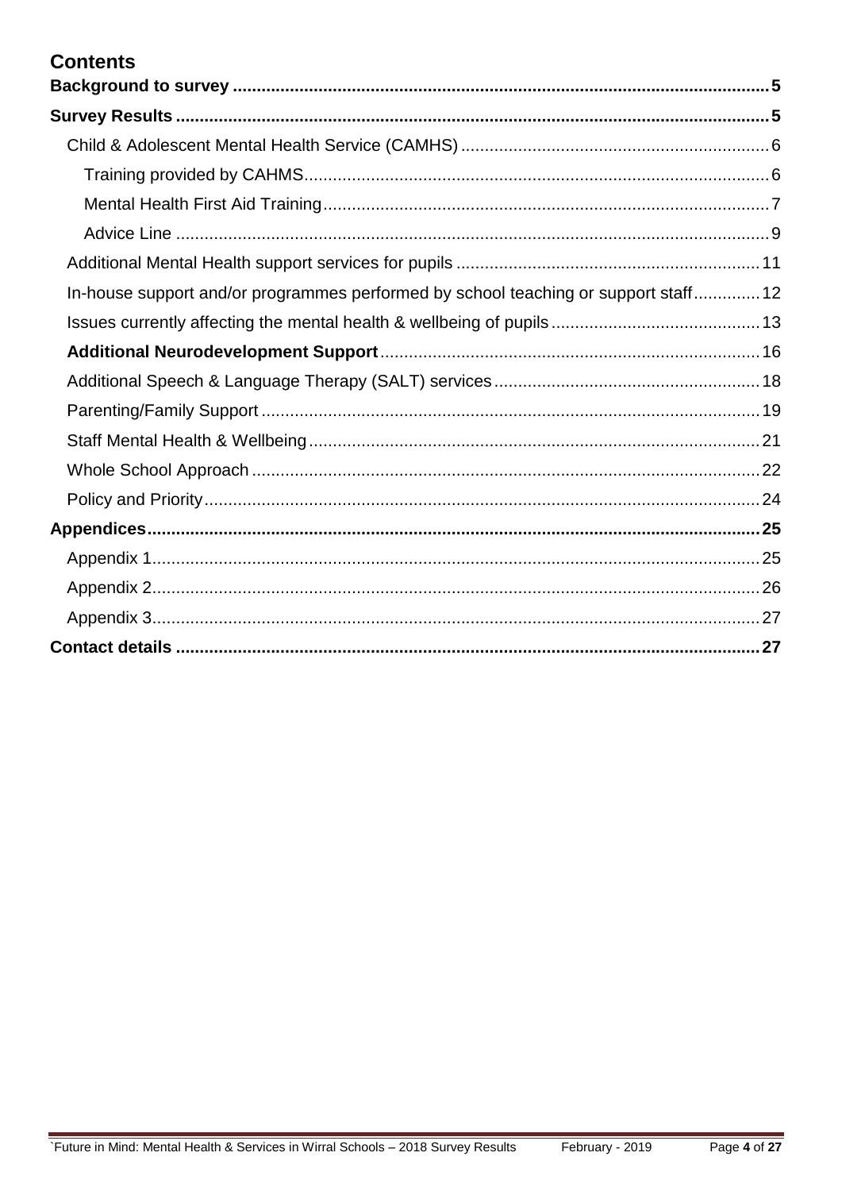# Contents

**Background to survey** ..... **5**

**Survey Results** ..... **5**

- Child & Adolescent Mental Health Service (CAMHS) ..... 6
  - Training provided by CAHMS ..... 6
  - Mental Health First Aid Training ..... 7
  - Advice Line ..... 9
- Additional Mental Health support services for pupils ..... 11
- In-house support and/or programmes performed by school teaching or support staff ..... 12
- Issues currently affecting the mental health & wellbeing of pupils ..... 13
- **Additional Neurodevelopment Support** ..... 16
- Additional Speech & Language Therapy (SALT) services ..... 18
- Parenting/Family Support ..... 19
- Staff Mental Health & Wellbeing ..... 21
- Whole School Approach ..... 22
- Policy and Priority ..... 24

**Appendices** ..... **25**

- Appendix 1 ..... 25
- Appendix 2 ..... 26
- Appendix 3 ..... 27

**Contact details** ..... **27**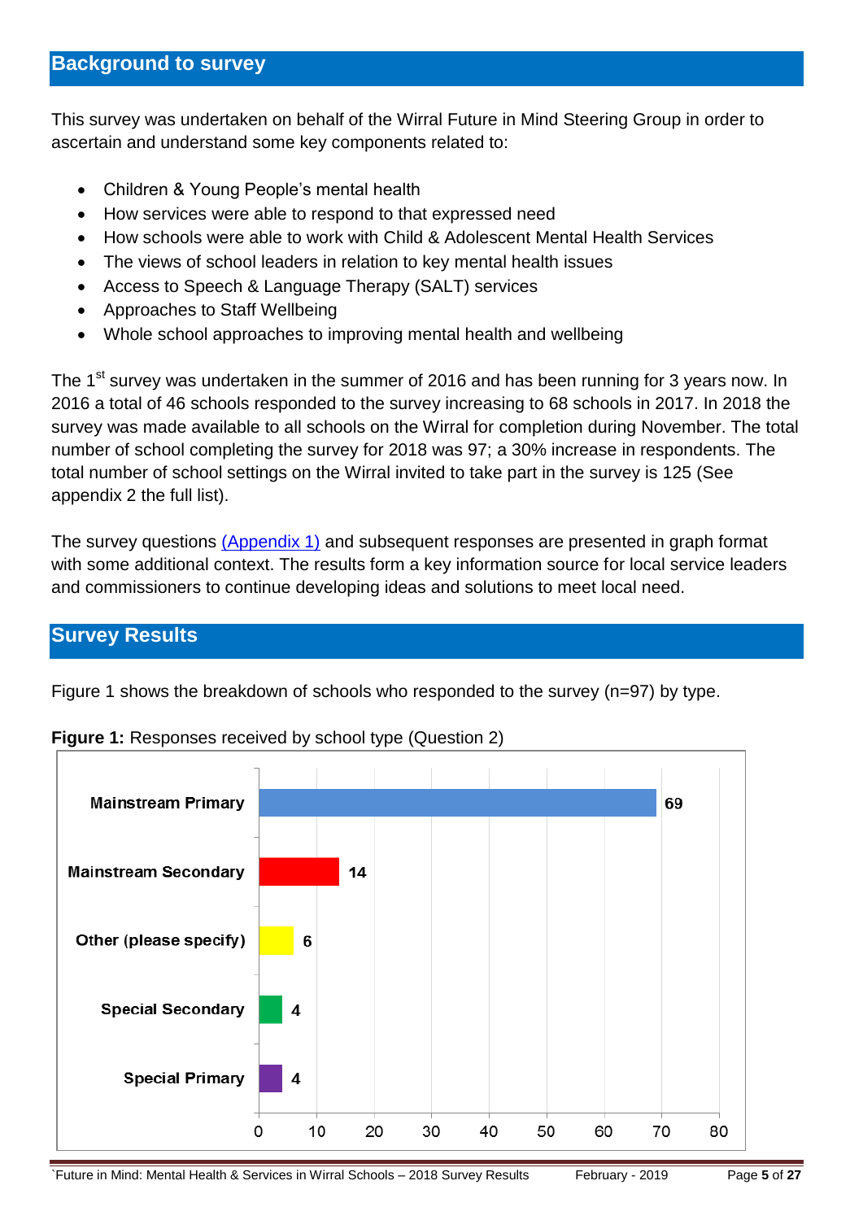## Background to survey

This survey was undertaken on behalf of the Wirral Future in Mind Steering Group in order to ascertain and understand some key components related to:

- Children & Young People's mental health
- How services were able to respond to that expressed need
- How schools were able to work with Child & Adolescent Mental Health Services
- The views of school leaders in relation to key mental health issues
- Access to Speech & Language Therapy (SALT) services
- Approaches to Staff Wellbeing
- Whole school approaches to improving mental health and wellbeing

The 1st survey was undertaken in the summer of 2016 and has been running for 3 years now. In 2016 a total of 46 schools responded to the survey increasing to 68 schools in 2017. In 2018 the survey was made available to all schools on the Wirral for completion during November. The total number of school completing the survey for 2018 was 97; a 30% increase in respondents. The total number of school settings on the Wirral invited to take part in the survey is 125 (See appendix 2 the full list).

The survey questions (Appendix 1) and subsequent responses are presented in graph format with some additional context. The results form a key information source for local service leaders and commissioners to continue developing ideas and solutions to meet local need.

## Survey Results

Figure 1 shows the breakdown of schools who responded to the survey (n=97) by type.

**Figure 1:** Responses received by school type (Question 2)

| School type | Responses |
|---|---|
| Mainstream Primary | 69 |
| Mainstream Secondary | 14 |
| Other (please specify) | 6 |
| Special Secondary | 4 |
| Special Primary | 4 |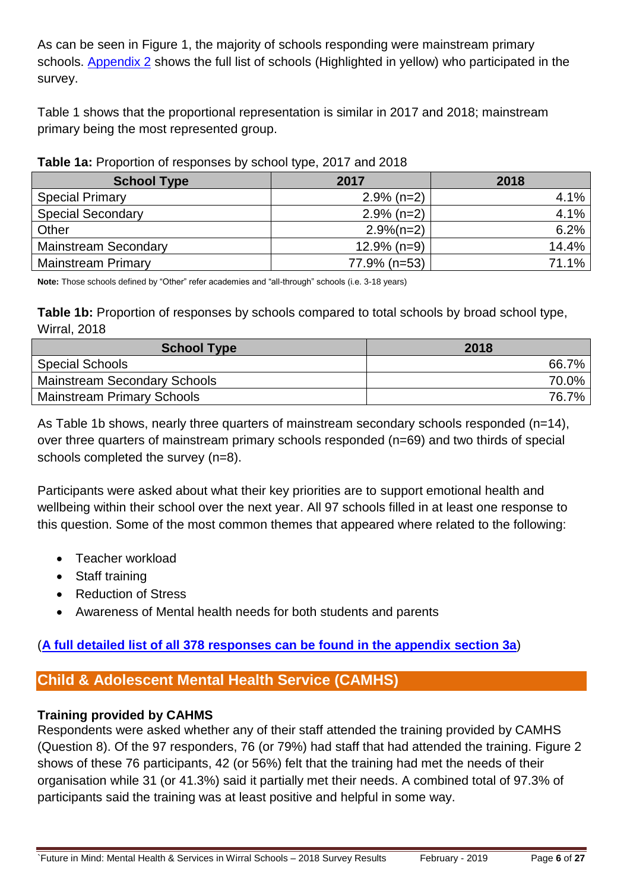As can be seen in Figure 1, the majority of schools responding were mainstream primary schools. [Appendix 2](#) shows the full list of schools (Highlighted in yellow) who participated in the survey.

Table 1 shows that the proportional representation is similar in 2017 and 2018; mainstream primary being the most represented group.

**Table 1a:** Proportion of responses by school type, 2017 and 2018

| School Type | 2017 | 2018 |
|---|---:|---:|
| Special Primary | 2.9% (n=2) | 4.1% |
| Special Secondary | 2.9% (n=2) | 4.1% |
| Other | 2.9%(n=2) | 6.2% |
| Mainstream Secondary | 12.9% (n=9) | 14.4% |
| Mainstream Primary | 77.9% (n=53) | 71.1% |

**Note:** Those schools defined by "Other" refer academies and "all-through" schools (i.e. 3-18 years)

**Table 1b:** Proportion of responses by schools compared to total schools by broad school type, Wirral, 2018

| School Type | 2018 |
|---|---:|
| Special Schools | 66.7% |
| Mainstream Secondary Schools | 70.0% |
| Mainstream Primary Schools | 76.7% |

As Table 1b shows, nearly three quarters of mainstream secondary schools responded (n=14), over three quarters of mainstream primary schools responded (n=69) and two thirds of special schools completed the survey (n=8).

Participants were asked about what their key priorities are to support emotional health and wellbeing within their school over the next year. All 97 schools filled in at least one response to this question. Some of the most common themes that appeared where related to the following:

- Teacher workload
- Staff training
- Reduction of Stress
- Awareness of Mental health needs for both students and parents

(**[A full detailed list of all 378 responses can be found in the appendix section 3a](#)**)

## Child & Adolescent Mental Health Service (CAMHS)

**Training provided by CAHMS**
Respondents were asked whether any of their staff attended the training provided by CAMHS (Question 8). Of the 97 responders, 76 (or 79%) had staff that had attended the training. Figure 2 shows of these 76 participants, 42 (or 56%) felt that the training had met the needs of their organisation while 31 (or 41.3%) said it partially met their needs. A combined total of 97.3% of participants said the training was at least positive and helpful in some way.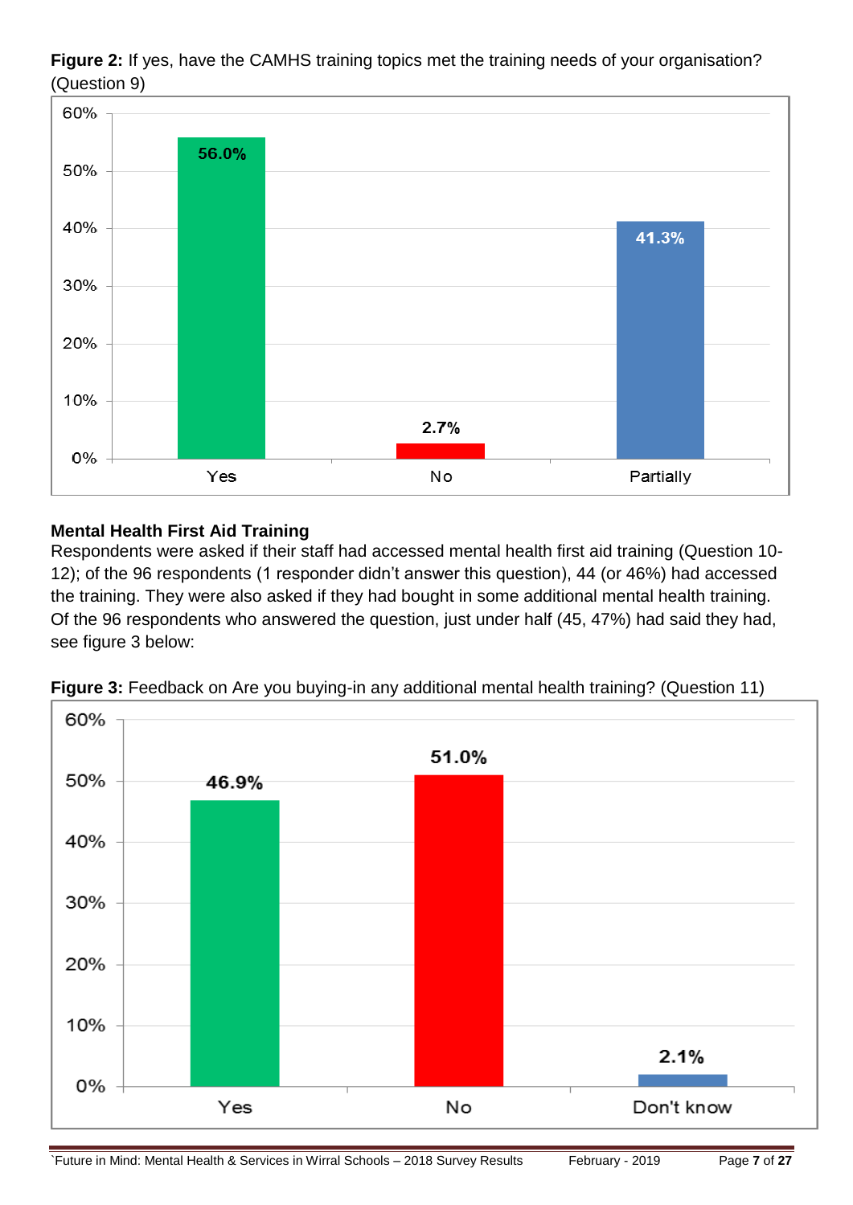**Figure 2:** If yes, have the CAMHS training topics met the training needs of your organisation? (Question 9)

| Response | Percentage |
|---|---|
| Yes | 56.0% |
| No | 2.7% |
| Partially | 41.3% |

### Mental Health First Aid Training

Respondents were asked if their staff had accessed mental health first aid training (Question 10-12); of the 96 respondents (1 responder didn't answer this question), 44 (or 46%) had accessed the training. They were also asked if they had bought in some additional mental health training. Of the 96 respondents who answered the question, just under half (45, 47%) had said they had, see figure 3 below:

**Figure 3:** Feedback on Are you buying-in any additional mental health training? (Question 11)

| Response | Percentage |
|---|---|
| Yes | 46.9% |
| No | 51.0% |
| Don't know | 2.1% |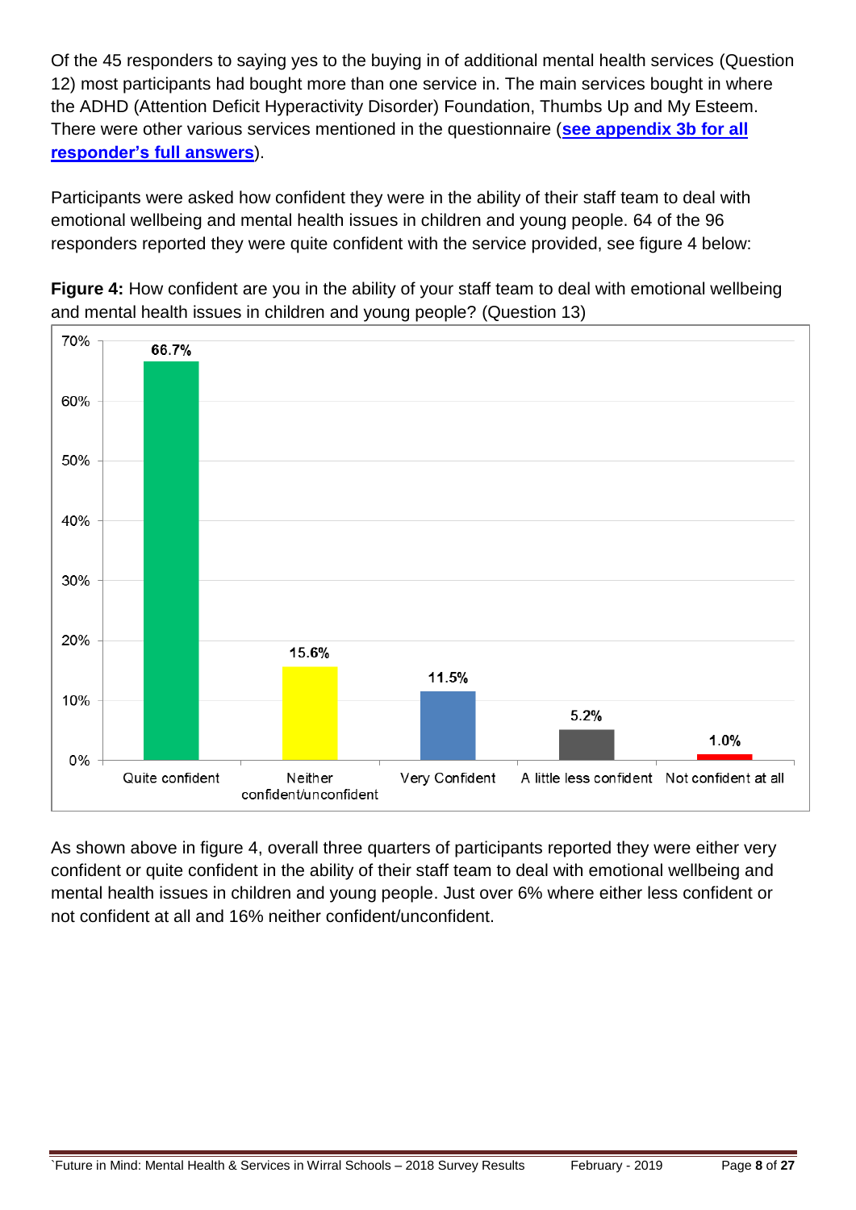Of the 45 responders to saying yes to the buying in of additional mental health services (Question 12) most participants had bought more than one service in. The main services bought in where the ADHD (Attention Deficit Hyperactivity Disorder) Foundation, Thumbs Up and My Esteem. There were other various services mentioned in the questionnaire (**see appendix 3b for all responder's full answers**).

Participants were asked how confident they were in the ability of their staff team to deal with emotional wellbeing and mental health issues in children and young people. 64 of the 96 responders reported they were quite confident with the service provided, see figure 4 below:

**Figure 4:** How confident are you in the ability of your staff team to deal with emotional wellbeing and mental health issues in children and young people? (Question 13)

| Response | Percentage |
|---|---|
| Quite confident | 66.7% |
| Neither confident/unconfident | 15.6% |
| Very Confident | 11.5% |
| A little less confident | 5.2% |
| Not confident at all | 1.0% |

As shown above in figure 4, overall three quarters of participants reported they were either very confident or quite confident in the ability of their staff team to deal with emotional wellbeing and mental health issues in children and young people. Just over 6% where either less confident or not confident at all and 16% neither confident/unconfident.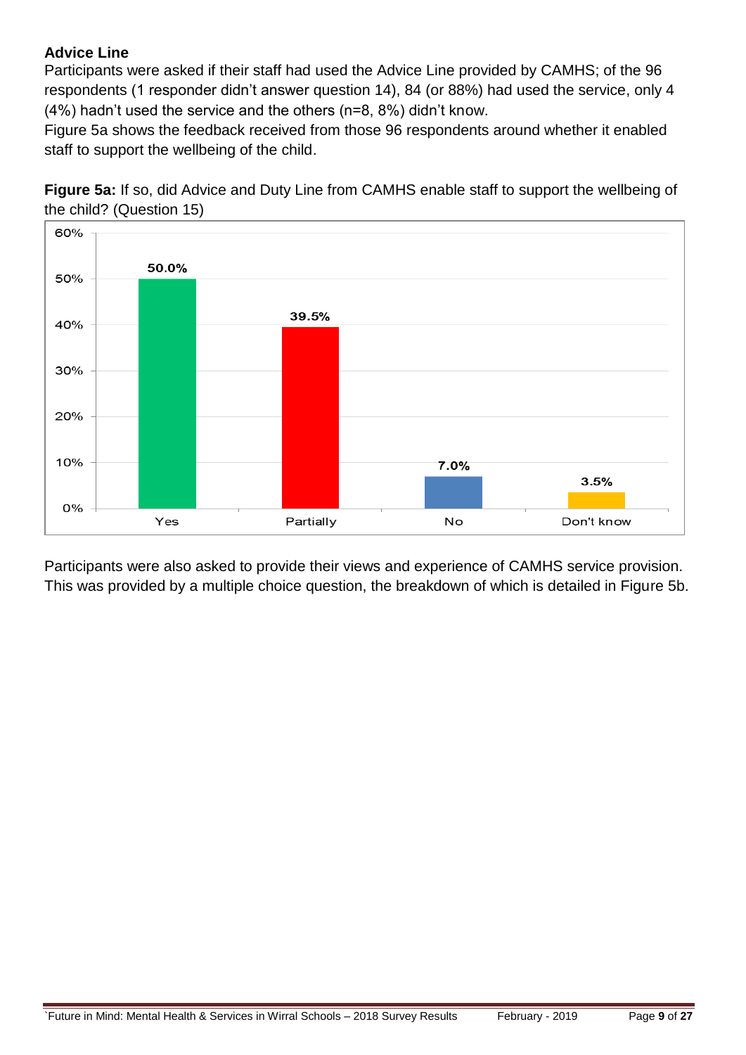**Advice Line**

Participants were asked if their staff had used the Advice Line provided by CAMHS; of the 96 respondents (1 responder didn't answer question 14), 84 (or 88%) had used the service, only 4 (4%) hadn't used the service and the others (n=8, 8%) didn't know.

Figure 5a shows the feedback received from those 96 respondents around whether it enabled staff to support the wellbeing of the child.

**Figure 5a:** If so, did Advice and Duty Line from CAMHS enable staff to support the wellbeing of the child? (Question 15)

| Response | Percentage |
| --- | --- |
| Yes | 50.0% |
| Partially | 39.5% |
| No | 7.0% |
| Don't know | 3.5% |

Participants were also asked to provide their views and experience of CAMHS service provision. This was provided by a multiple choice question, the breakdown of which is detailed in Figure 5b.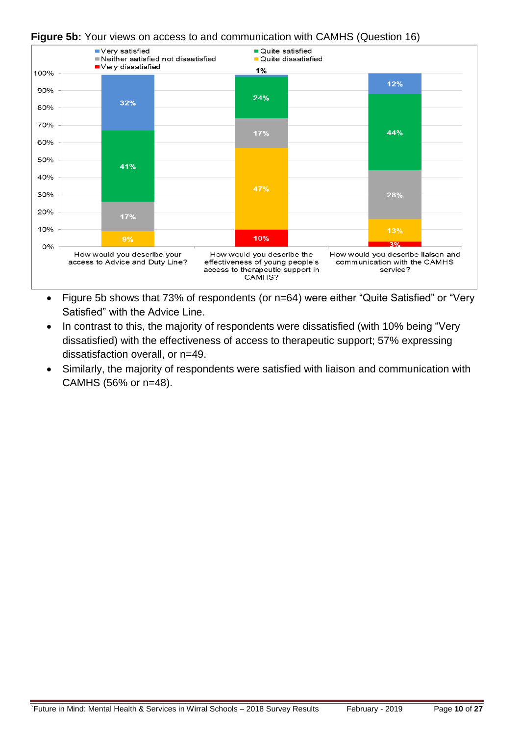**Figure 5b:** Your views on access to and communication with CAMHS (Question 16)

| | Very satisfied | Quite satisfied | Neither satisfied not dissatisfied | Quite dissatisfied | Very dissatisfied |
|---|---|---|---|---|---|
| How would you describe your access to Advice and Duty Line? | 32% | 41% | 17% | 9% | |
| How would you describe the effectiveness of young people's access to therapeutic support in CAMHS? | 1% | 24% | 17% | 47% | 10% |
| How would you describe liaison and communication with the CAMHS service? | 12% | 44% | 28% | 13% | 3% |

- Figure 5b shows that 73% of respondents (or n=64) were either "Quite Satisfied" or "Very Satisfied" with the Advice Line.
- In contrast to this, the majority of respondents were dissatisfied (with 10% being "Very dissatisfied) with the effectiveness of access to therapeutic support; 57% expressing dissatisfaction overall, or n=49.
- Similarly, the majority of respondents were satisfied with liaison and communication with CAMHS (56% or n=48).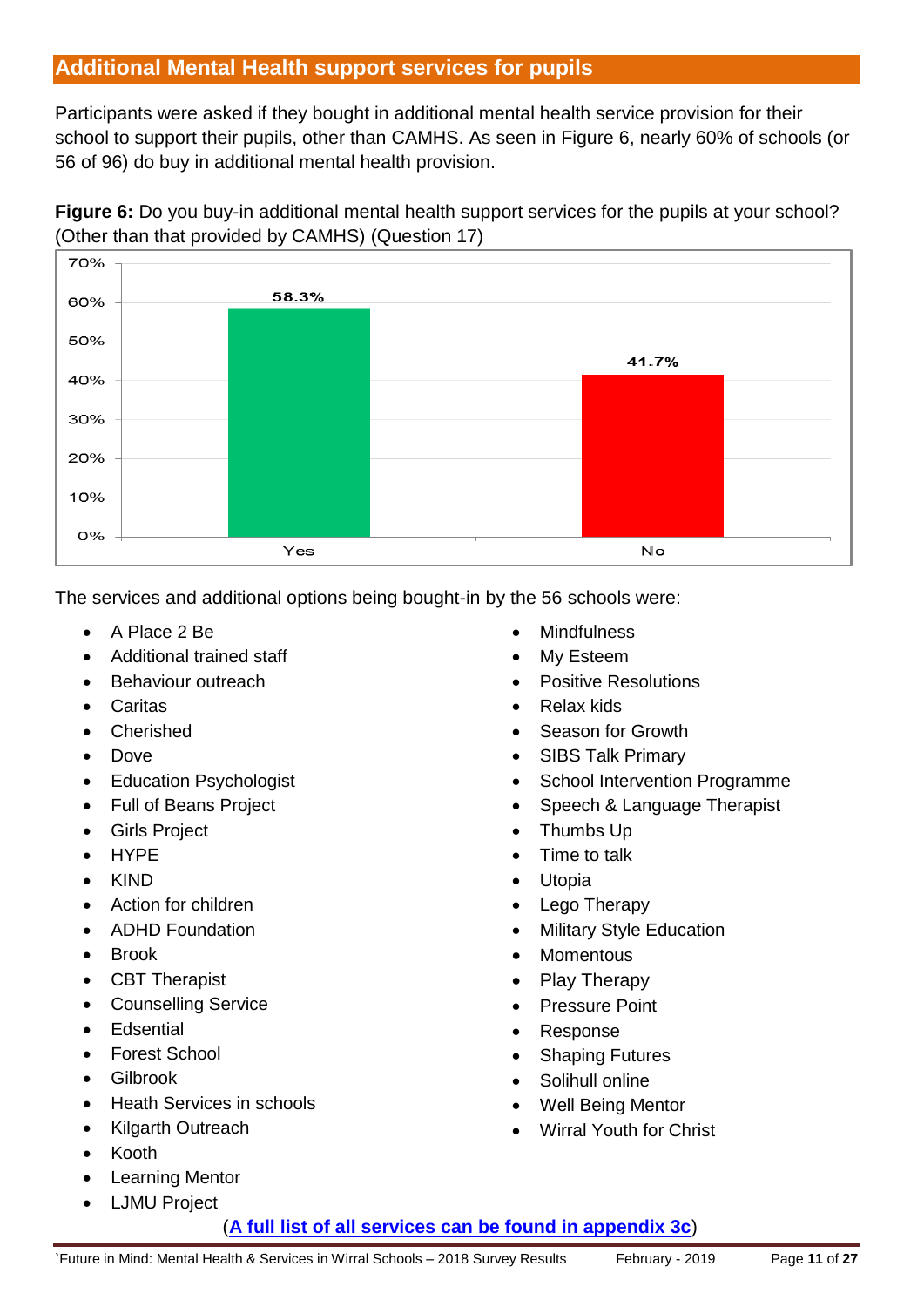## Additional Mental Health support services for pupils

Participants were asked if they bought in additional mental health service provision for their school to support their pupils, other than CAMHS. As seen in Figure 6, nearly 60% of schools (or 56 of 96) do buy in additional mental health provision.

**Figure 6:** Do you buy-in additional mental health support services for the pupils at your school? (Other than that provided by CAMHS) (Question 17)

| Response | Percentage |
|---|---|
| Yes | 58.3% |
| No | 41.7% |

The services and additional options being bought-in by the 56 schools were:

- A Place 2 Be
- Additional trained staff
- Behaviour outreach
- Caritas
- Cherished
- Dove
- Education Psychologist
- Full of Beans Project
- Girls Project
- HYPE
- KIND
- Action for children
- ADHD Foundation
- Brook
- CBT Therapist
- Counselling Service
- Edsential
- Forest School
- Gilbrook
- Heath Services in schools
- Kilgarth Outreach
- Kooth
- Learning Mentor
- LJMU Project
- Mindfulness
- My Esteem
- Positive Resolutions
- Relax kids
- Season for Growth
- SIBS Talk Primary
- School Intervention Programme
- Speech & Language Therapist
- Thumbs Up
- Time to talk
- Utopia
- Lego Therapy
- Military Style Education
- Momentous
- Play Therapy
- Pressure Point
- Response
- Shaping Futures
- Solihull online
- Well Being Mentor
- Wirral Youth for Christ

(**A full list of all services can be found in appendix 3c**)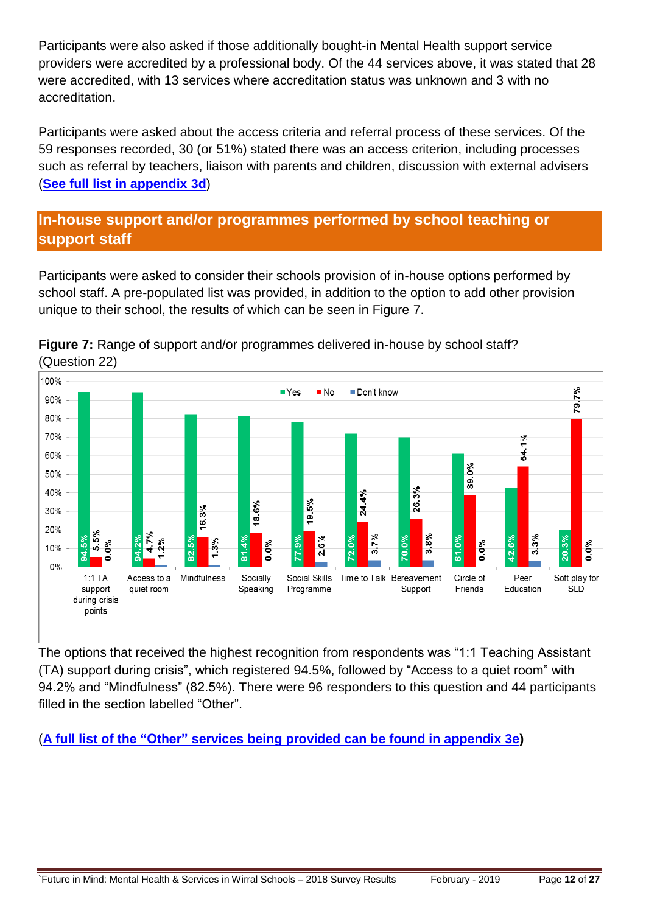Participants were also asked if those additionally bought-in Mental Health support service providers were accredited by a professional body. Of the 44 services above, it was stated that 28 were accredited, with 13 services where accreditation status was unknown and 3 with no accreditation.

Participants were asked about the access criteria and referral process of these services. Of the 59 responses recorded, 30 (or 51%) stated there was an access criterion, including processes such as referral by teachers, liaison with parents and children, discussion with external advisers (**See full list in appendix 3d**)

## In-house support and/or programmes performed by school teaching or support staff

Participants were asked to consider their schools provision of in-house options performed by school staff. A pre-populated list was provided, in addition to the option to add other provision unique to their school, the results of which can be seen in Figure 7.

**Figure 7:** Range of support and/or programmes delivered in-house by school staff? (Question 22)

| | Yes | No | Don't know |
|---|---|---|---|
| 1:1 TA support during crisis points | 94.5% | 5.5% | 0.0% |
| Access to a quiet room | 94.2% | 4.7% | 1.2% |
| Mindfulness | 82.5% | 16.3% | 1.3% |
| Socially Speaking | 81.4% | 18.6% | 0.0% |
| Social Skills Programme | 77.9% | 19.5% | 2.6% |
| Time to Talk | 72.0% | 24.4% | 3.7% |
| Bereavement Support | 70.0% | 26.3% | 3.8% |
| Circle of Friends | 61.0% | 39.0% | 0.0% |
| Peer Education | 42.6% | 54.1% | 3.3% |
| Soft play for SLD | 20.3% | 79.7% | 0.0% |

The options that received the highest recognition from respondents was "1:1 Teaching Assistant (TA) support during crisis", which registered 94.5%, followed by "Access to a quiet room" with 94.2% and "Mindfulness" (82.5%). There were 96 responders to this question and 44 participants filled in the section labelled "Other".

(**A full list of the "Other" services being provided can be found in appendix 3e**)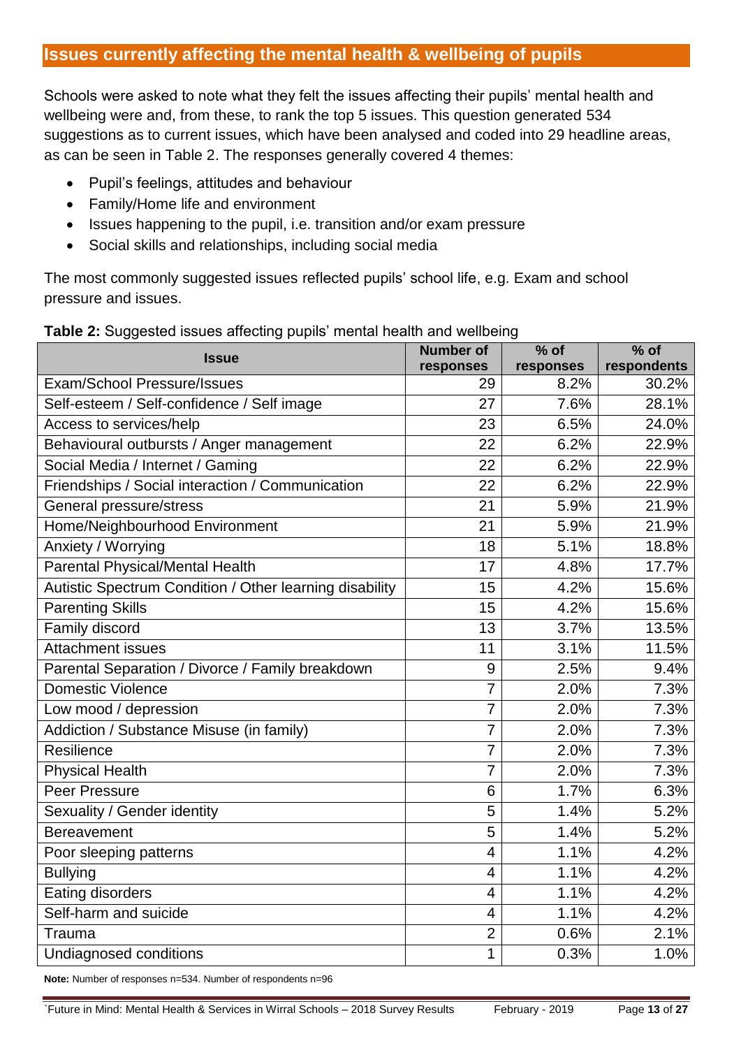## Issues currently affecting the mental health & wellbeing of pupils

Schools were asked to note what they felt the issues affecting their pupils' mental health and wellbeing were and, from these, to rank the top 5 issues. This question generated 534 suggestions as to current issues, which have been analysed and coded into 29 headline areas, as can be seen in Table 2. The responses generally covered 4 themes:

- Pupil's feelings, attitudes and behaviour
- Family/Home life and environment
- Issues happening to the pupil, i.e. transition and/or exam pressure
- Social skills and relationships, including social media

The most commonly suggested issues reflected pupils' school life, e.g. Exam and school pressure and issues.

**Table 2:** Suggested issues affecting pupils' mental health and wellbeing

| Issue | Number of responses | % of responses | % of respondents |
|---|---|---|---|
| Exam/School Pressure/Issues | 29 | 8.2% | 30.2% |
| Self-esteem / Self-confidence / Self image | 27 | 7.6% | 28.1% |
| Access to services/help | 23 | 6.5% | 24.0% |
| Behavioural outbursts / Anger management | 22 | 6.2% | 22.9% |
| Social Media / Internet / Gaming | 22 | 6.2% | 22.9% |
| Friendships / Social interaction / Communication | 22 | 6.2% | 22.9% |
| General pressure/stress | 21 | 5.9% | 21.9% |
| Home/Neighbourhood Environment | 21 | 5.9% | 21.9% |
| Anxiety / Worrying | 18 | 5.1% | 18.8% |
| Parental Physical/Mental Health | 17 | 4.8% | 17.7% |
| Autistic Spectrum Condition / Other learning disability | 15 | 4.2% | 15.6% |
| Parenting Skills | 15 | 4.2% | 15.6% |
| Family discord | 13 | 3.7% | 13.5% |
| Attachment issues | 11 | 3.1% | 11.5% |
| Parental Separation / Divorce / Family breakdown | 9 | 2.5% | 9.4% |
| Domestic Violence | 7 | 2.0% | 7.3% |
| Low mood / depression | 7 | 2.0% | 7.3% |
| Addiction / Substance Misuse (in family) | 7 | 2.0% | 7.3% |
| Resilience | 7 | 2.0% | 7.3% |
| Physical Health | 7 | 2.0% | 7.3% |
| Peer Pressure | 6 | 1.7% | 6.3% |
| Sexuality / Gender identity | 5 | 1.4% | 5.2% |
| Bereavement | 5 | 1.4% | 5.2% |
| Poor sleeping patterns | 4 | 1.1% | 4.2% |
| Bullying | 4 | 1.1% | 4.2% |
| Eating disorders | 4 | 1.1% | 4.2% |
| Self-harm and suicide | 4 | 1.1% | 4.2% |
| Trauma | 2 | 0.6% | 2.1% |
| Undiagnosed conditions | 1 | 0.3% | 1.0% |

**Note:** Number of responses n=534. Number of respondents n=96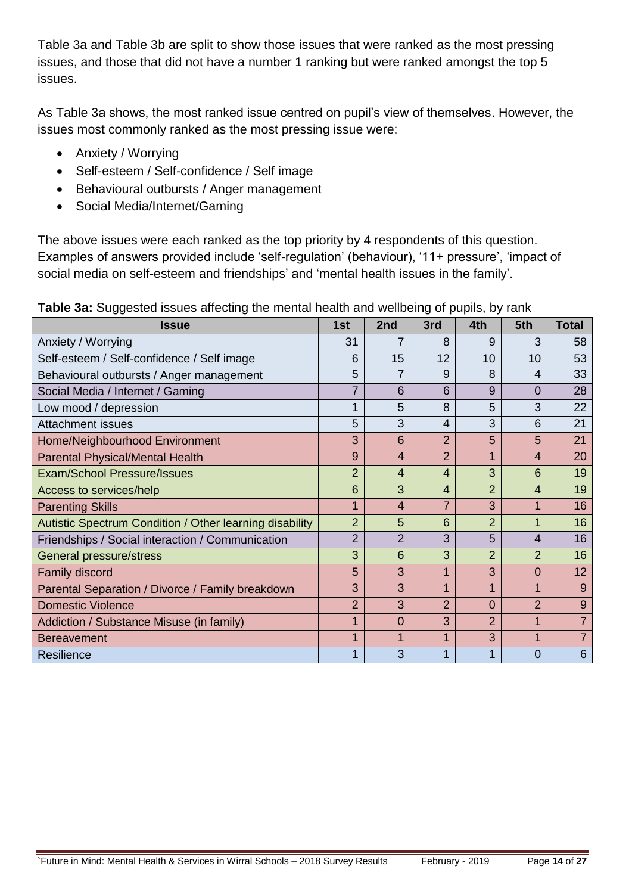Table 3a and Table 3b are split to show those issues that were ranked as the most pressing issues, and those that did not have a number 1 ranking but were ranked amongst the top 5 issues.

As Table 3a shows, the most ranked issue centred on pupil's view of themselves. However, the issues most commonly ranked as the most pressing issue were:

- Anxiety / Worrying
- Self-esteem / Self-confidence / Self image
- Behavioural outbursts / Anger management
- Social Media/Internet/Gaming

The above issues were each ranked as the top priority by 4 respondents of this question. Examples of answers provided include 'self-regulation' (behaviour), '11+ pressure', 'impact of social media on self-esteem and friendships' and 'mental health issues in the family'.

**Table 3a:** Suggested issues affecting the mental health and wellbeing of pupils, by rank

| Issue | 1st | 2nd | 3rd | 4th | 5th | Total |
|---|---|---|---|---|---|---|
| Anxiety / Worrying | 31 | 7 | 8 | 9 | 3 | 58 |
| Self-esteem / Self-confidence / Self image | 6 | 15 | 12 | 10 | 10 | 53 |
| Behavioural outbursts / Anger management | 5 | 7 | 9 | 8 | 4 | 33 |
| Social Media / Internet / Gaming | 7 | 6 | 6 | 9 | 0 | 28 |
| Low mood / depression | 1 | 5 | 8 | 5 | 3 | 22 |
| Attachment issues | 5 | 3 | 4 | 3 | 6 | 21 |
| Home/Neighbourhood Environment | 3 | 6 | 2 | 5 | 5 | 21 |
| Parental Physical/Mental Health | 9 | 4 | 2 | 1 | 4 | 20 |
| Exam/School Pressure/Issues | 2 | 4 | 4 | 3 | 6 | 19 |
| Access to services/help | 6 | 3 | 4 | 2 | 4 | 19 |
| Parenting Skills | 1 | 4 | 7 | 3 | 1 | 16 |
| Autistic Spectrum Condition / Other learning disability | 2 | 5 | 6 | 2 | 1 | 16 |
| Friendships / Social interaction / Communication | 2 | 2 | 3 | 5 | 4 | 16 |
| General pressure/stress | 3 | 6 | 3 | 2 | 2 | 16 |
| Family discord | 5 | 3 | 1 | 3 | 0 | 12 |
| Parental Separation / Divorce / Family breakdown | 3 | 3 | 1 | 1 | 1 | 9 |
| Domestic Violence | 2 | 3 | 2 | 0 | 2 | 9 |
| Addiction / Substance Misuse (in family) | 1 | 0 | 3 | 2 | 1 | 7 |
| Bereavement | 1 | 1 | 1 | 3 | 1 | 7 |
| Resilience | 1 | 3 | 1 | 1 | 0 | 6 |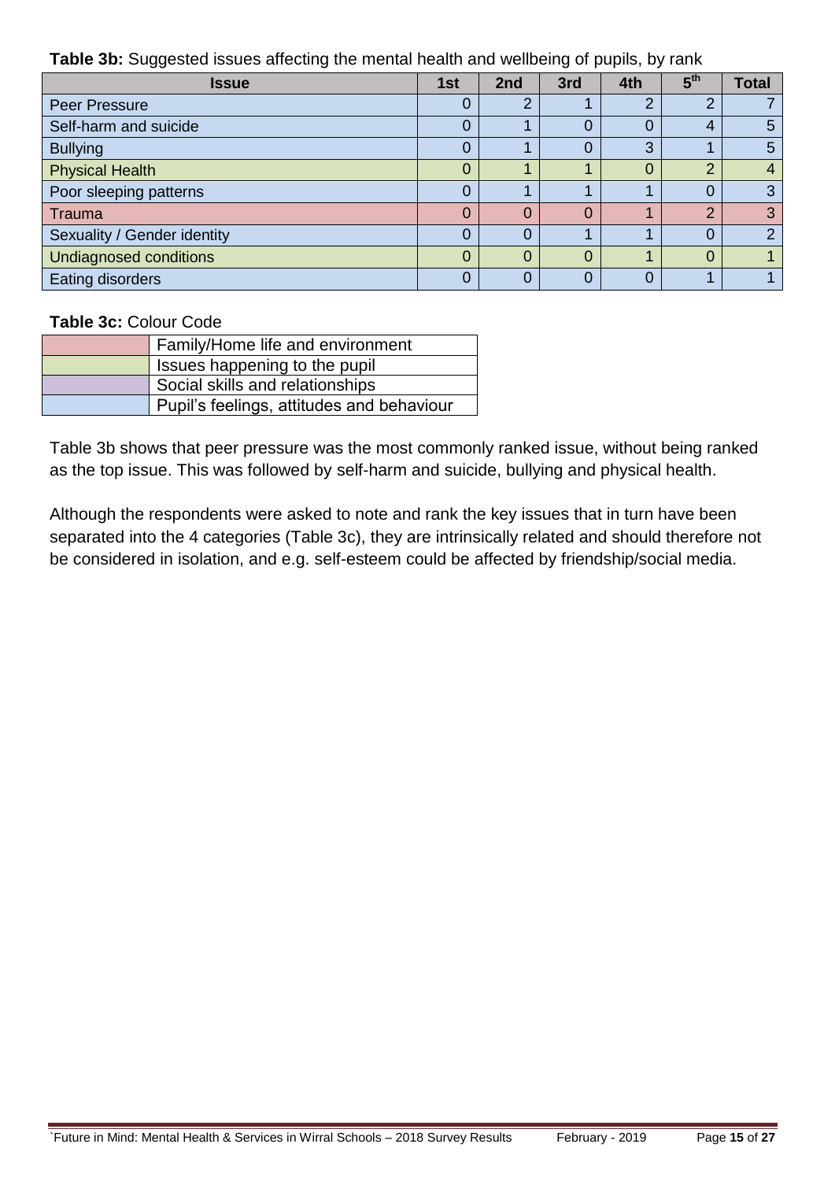**Table 3b:** Suggested issues affecting the mental health and wellbeing of pupils, by rank

| Issue | 1st | 2nd | 3rd | 4th | 5th | Total |
|---|---|---|---|---|---|---|
| Peer Pressure | 0 | 2 | 1 | 2 | 2 | 7 |
| Self-harm and suicide | 0 | 1 | 0 | 0 | 4 | 5 |
| Bullying | 0 | 1 | 0 | 3 | 1 | 5 |
| Physical Health | 0 | 1 | 1 | 0 | 2 | 4 |
| Poor sleeping patterns | 0 | 1 | 1 | 1 | 0 | 3 |
| Trauma | 0 | 0 | 0 | 1 | 2 | 3 |
| Sexuality / Gender identity | 0 | 0 | 1 | 1 | 0 | 2 |
| Undiagnosed conditions | 0 | 0 | 0 | 1 | 0 | 1 |
| Eating disorders | 0 | 0 | 0 | 0 | 1 | 1 |

**Table 3c:** Colour Code

| Colour | Category |
|---|---|
| (red) | Family/Home life and environment |
| (green) | Issues happening to the pupil |
| (purple) | Social skills and relationships |
| (blue) | Pupil's feelings, attitudes and behaviour |

Table 3b shows that peer pressure was the most commonly ranked issue, without being ranked as the top issue. This was followed by self-harm and suicide, bullying and physical health.

Although the respondents were asked to note and rank the key issues that in turn have been separated into the 4 categories (Table 3c), they are intrinsically related and should therefore not be considered in isolation, and e.g. self-esteem could be affected by friendship/social media.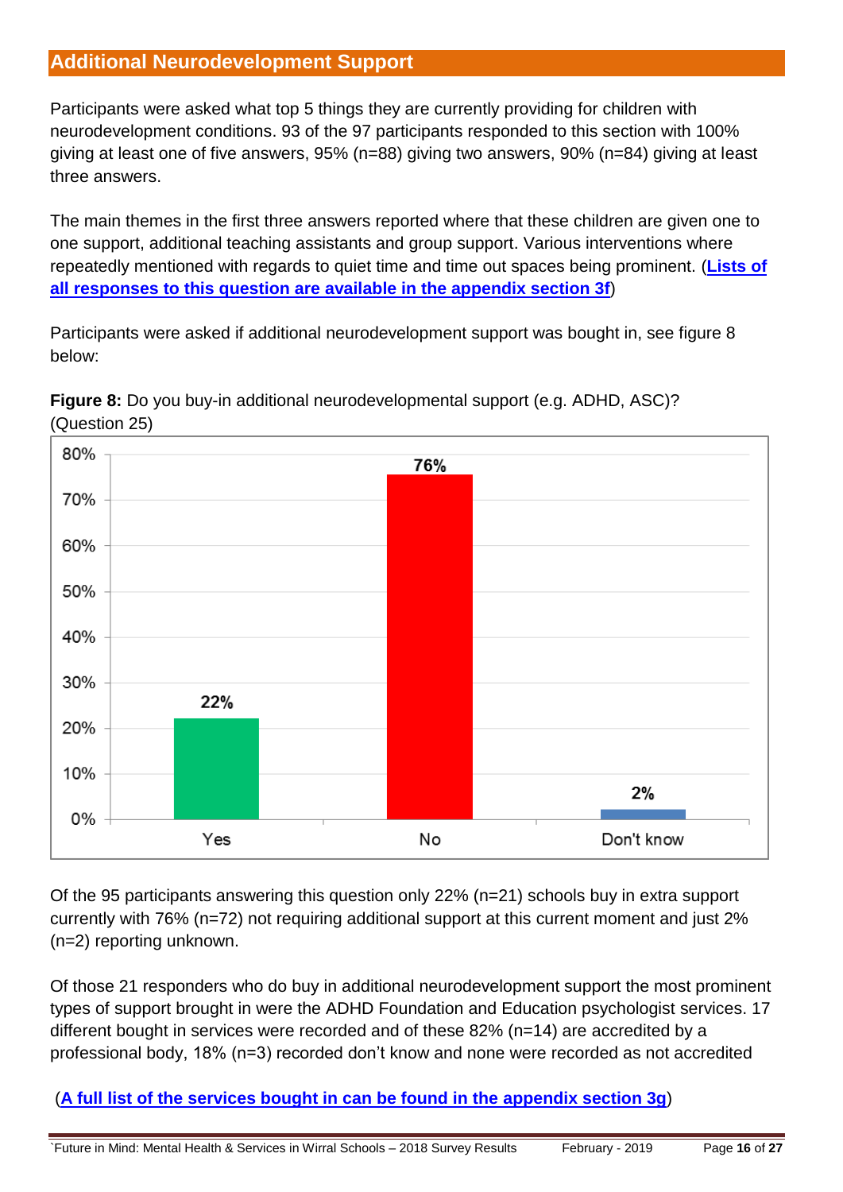## Additional Neurodevelopment Support

Participants were asked what top 5 things they are currently providing for children with neurodevelopment conditions. 93 of the 97 participants responded to this section with 100% giving at least one of five answers, 95% (n=88) giving two answers, 90% (n=84) giving at least three answers.

The main themes in the first three answers reported where that these children are given one to one support, additional teaching assistants and group support. Various interventions where repeatedly mentioned with regards to quiet time and time out spaces being prominent. ([Lists of all responses to this question are available in the appendix section 3f](#))

Participants were asked if additional neurodevelopment support was bought in, see figure 8 below:

**Figure 8:** Do you buy-in additional neurodevelopmental support (e.g. ADHD, ASC)? (Question 25)

| Response | Percentage |
|---|---|
| Yes | 22% |
| No | 76% |
| Don't know | 2% |

Of the 95 participants answering this question only 22% (n=21) schools buy in extra support currently with 76% (n=72) not requiring additional support at this current moment and just 2% (n=2) reporting unknown.

Of those 21 responders who do buy in additional neurodevelopment support the most prominent types of support brought in were the ADHD Foundation and Education psychologist services. 17 different bought in services were recorded and of these 82% (n=14) are accredited by a professional body, 18% (n=3) recorded don't know and none were recorded as not accredited

([A full list of the services bought in can be found in the appendix section 3g](#))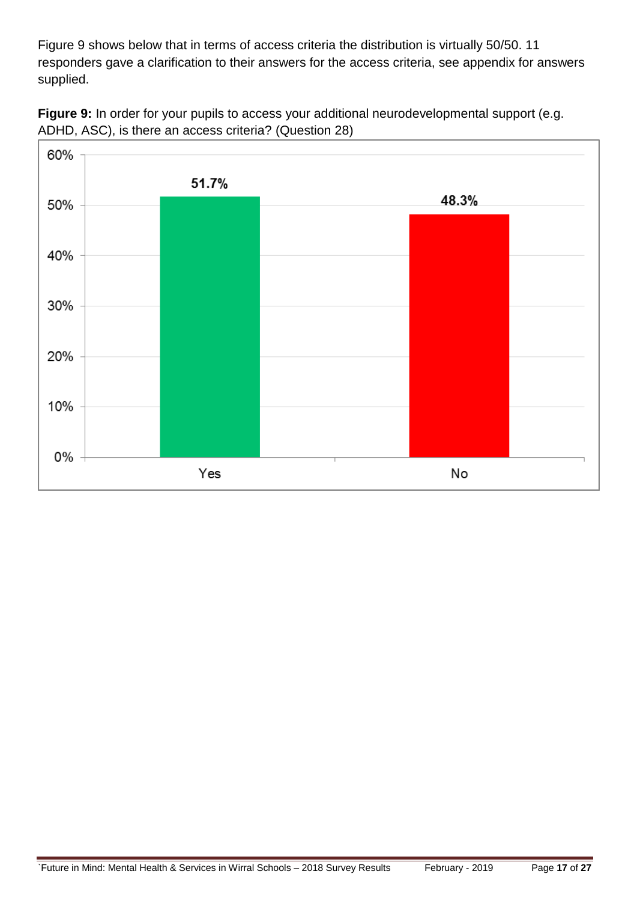Figure 9 shows below that in terms of access criteria the distribution is virtually 50/50. 11 responders gave a clarification to their answers for the access criteria, see appendix for answers supplied.

**Figure 9:** In order for your pupils to access your additional neurodevelopmental support (e.g. ADHD, ASC), is there an access criteria? (Question 28)

| Response | Percentage |
| --- | --- |
| Yes | 51.7% |
| No | 48.3% |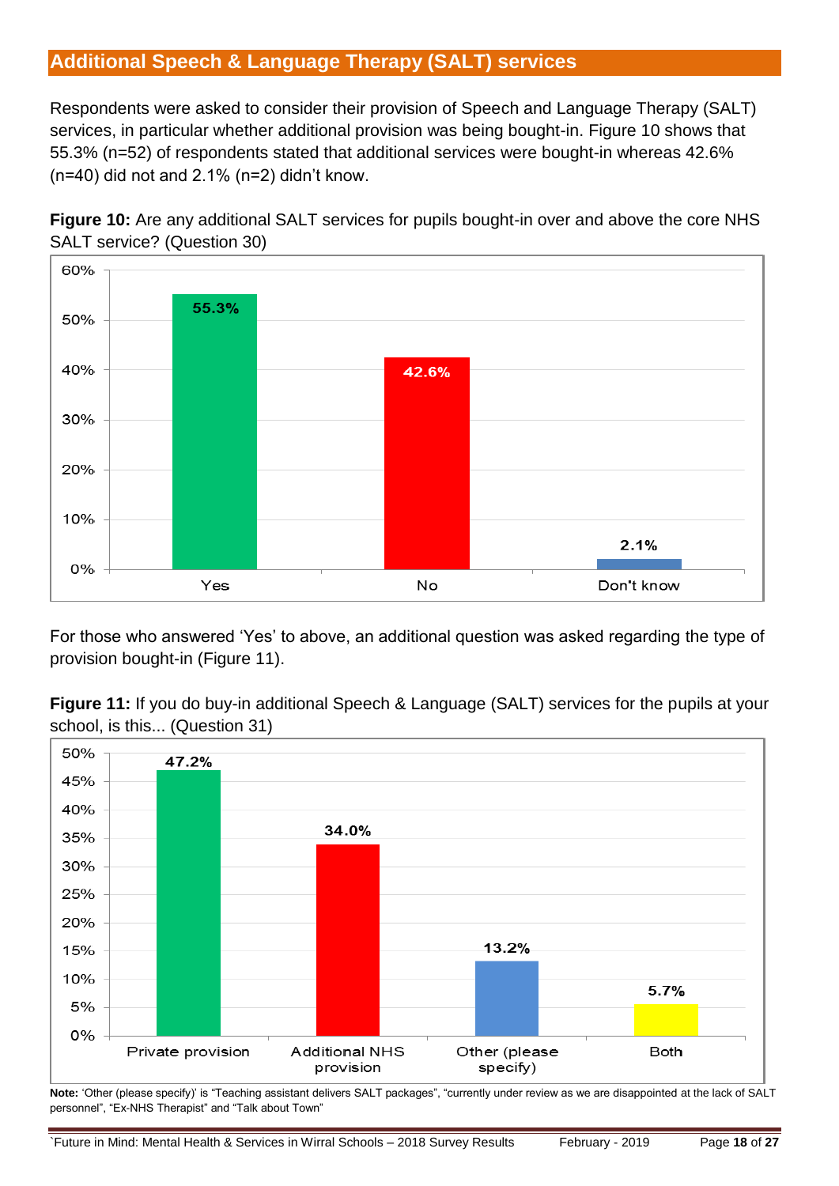## Additional Speech & Language Therapy (SALT) services

Respondents were asked to consider their provision of Speech and Language Therapy (SALT) services, in particular whether additional provision was being bought-in. Figure 10 shows that 55.3% (n=52) of respondents stated that additional services were bought-in whereas 42.6% (n=40) did not and 2.1% (n=2) didn't know.

**Figure 10:** Are any additional SALT services for pupils bought-in over and above the core NHS SALT service? (Question 30)

| Response | Percentage |
|---|---|
| Yes | 55.3% |
| No | 42.6% |
| Don't know | 2.1% |

For those who answered 'Yes' to above, an additional question was asked regarding the type of provision bought-in (Figure 11).

**Figure 11:** If you do buy-in additional Speech & Language (SALT) services for the pupils at your school, is this... (Question 31)

| Response | Percentage |
|---|---|
| Private provision | 47.2% |
| Additional NHS provision | 34.0% |
| Other (please specify) | 13.2% |
| Both | 5.7% |

**Note:** 'Other (please specify)' is "Teaching assistant delivers SALT packages", "currently under review as we are disappointed at the lack of SALT personnel", "Ex-NHS Therapist" and "Talk about Town"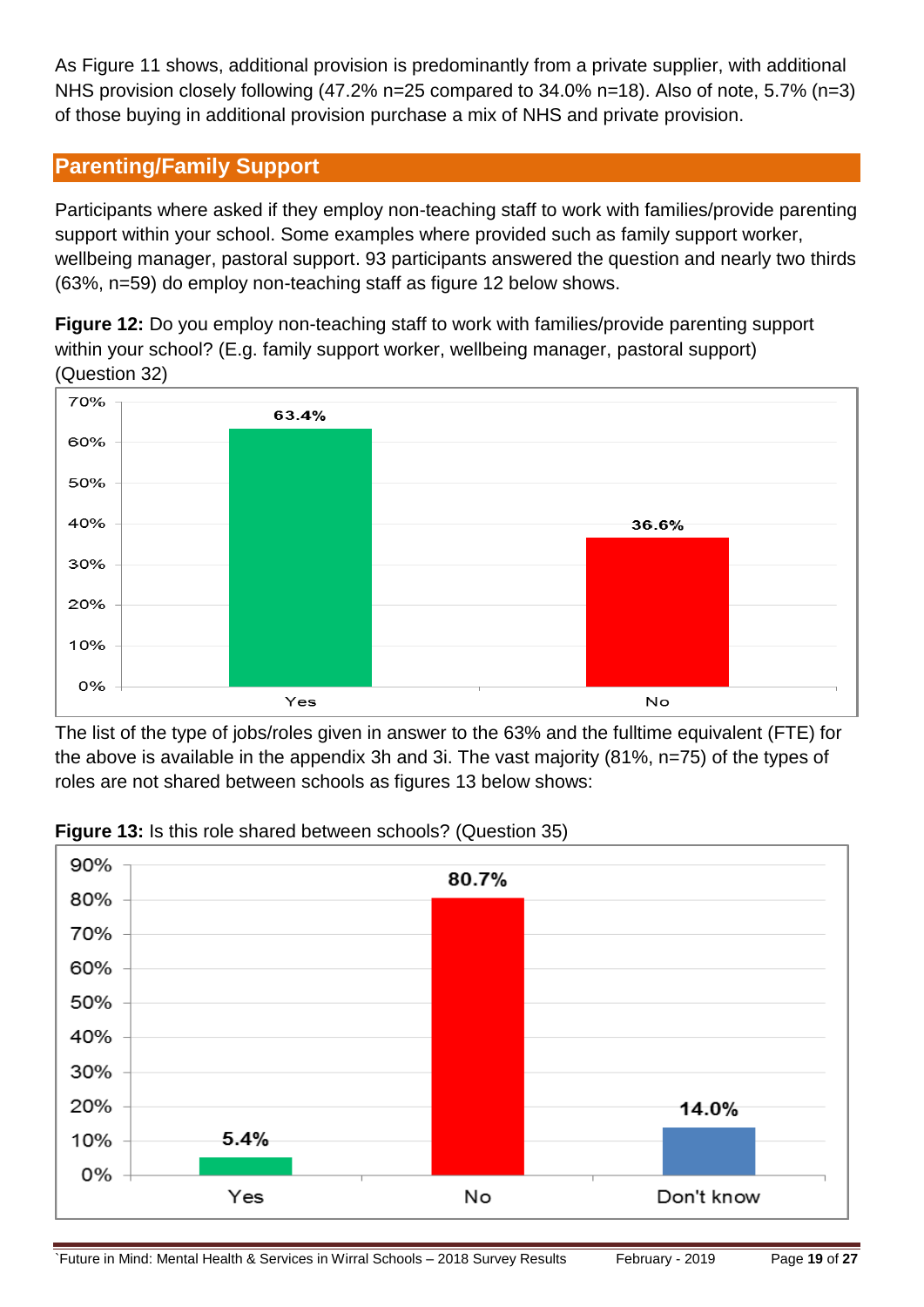As Figure 11 shows, additional provision is predominantly from a private supplier, with additional NHS provision closely following (47.2% n=25 compared to 34.0% n=18). Also of note, 5.7% (n=3) of those buying in additional provision purchase a mix of NHS and private provision.

## Parenting/Family Support

Participants where asked if they employ non-teaching staff to work with families/provide parenting support within your school. Some examples where provided such as family support worker, wellbeing manager, pastoral support. 93 participants answered the question and nearly two thirds (63%, n=59) do employ non-teaching staff as figure 12 below shows.

**Figure 12:** Do you employ non-teaching staff to work with families/provide parenting support within your school? (E.g. family support worker, wellbeing manager, pastoral support) (Question 32)

| Response | Percentage |
|---|---|
| Yes | 63.4% |
| No | 36.6% |

The list of the type of jobs/roles given in answer to the 63% and the fulltime equivalent (FTE) for the above is available in the appendix 3h and 3i. The vast majority (81%, n=75) of the types of roles are not shared between schools as figures 13 below shows:

**Figure 13:** Is this role shared between schools? (Question 35)

| Response | Percentage |
|---|---|
| Yes | 5.4% |
| No | 80.7% |
| Don't know | 14.0% |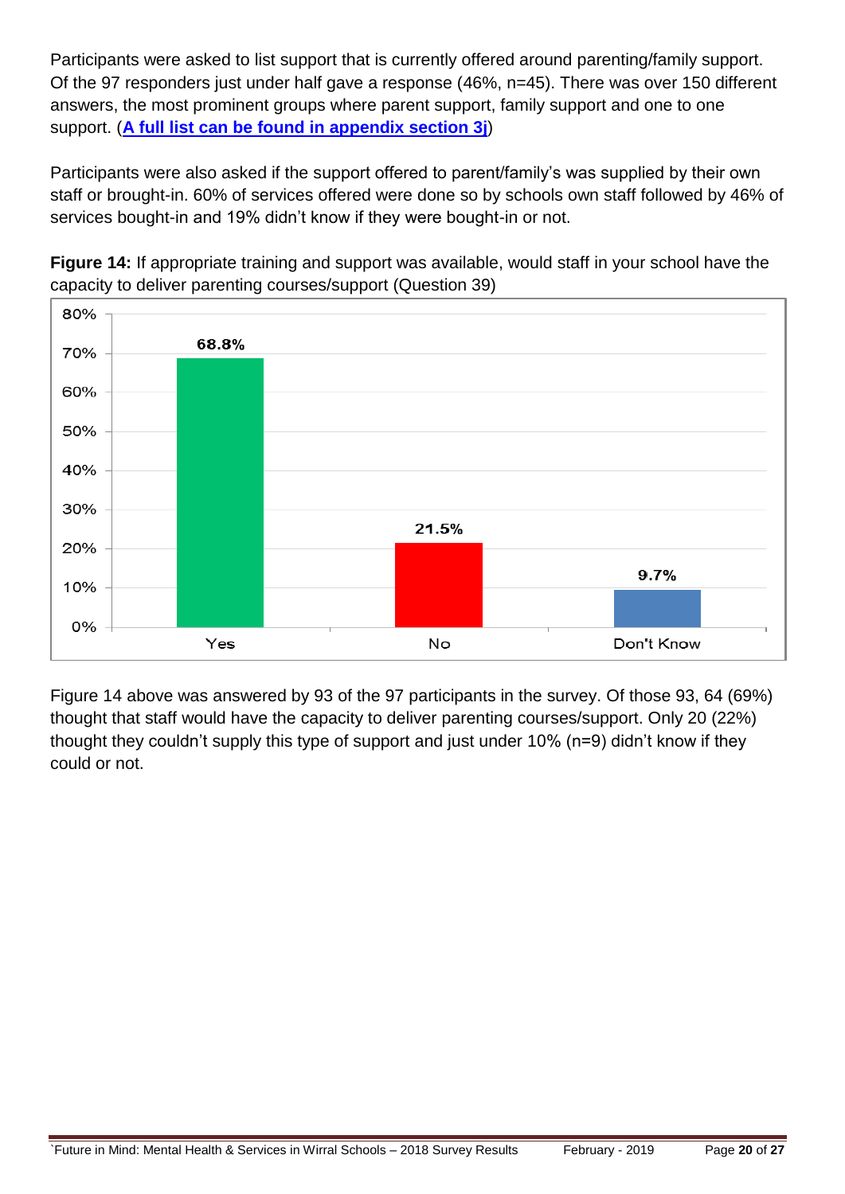Participants were asked to list support that is currently offered around parenting/family support. Of the 97 responders just under half gave a response (46%, n=45). There was over 150 different answers, the most prominent groups where parent support, family support and one to one support. (**[A full list can be found in appendix section 3j]()**)

Participants were also asked if the support offered to parent/family's was supplied by their own staff or brought-in. 60% of services offered were done so by schools own staff followed by 46% of services bought-in and 19% didn't know if they were bought-in or not.

**Figure 14:** If appropriate training and support was available, would staff in your school have the capacity to deliver parenting courses/support (Question 39)

| Response | Percentage |
|---|---|
| Yes | 68.8% |
| No | 21.5% |
| Don't Know | 9.7% |

Figure 14 above was answered by 93 of the 97 participants in the survey. Of those 93, 64 (69%) thought that staff would have the capacity to deliver parenting courses/support. Only 20 (22%) thought they couldn't supply this type of support and just under 10% (n=9) didn't know if they could or not.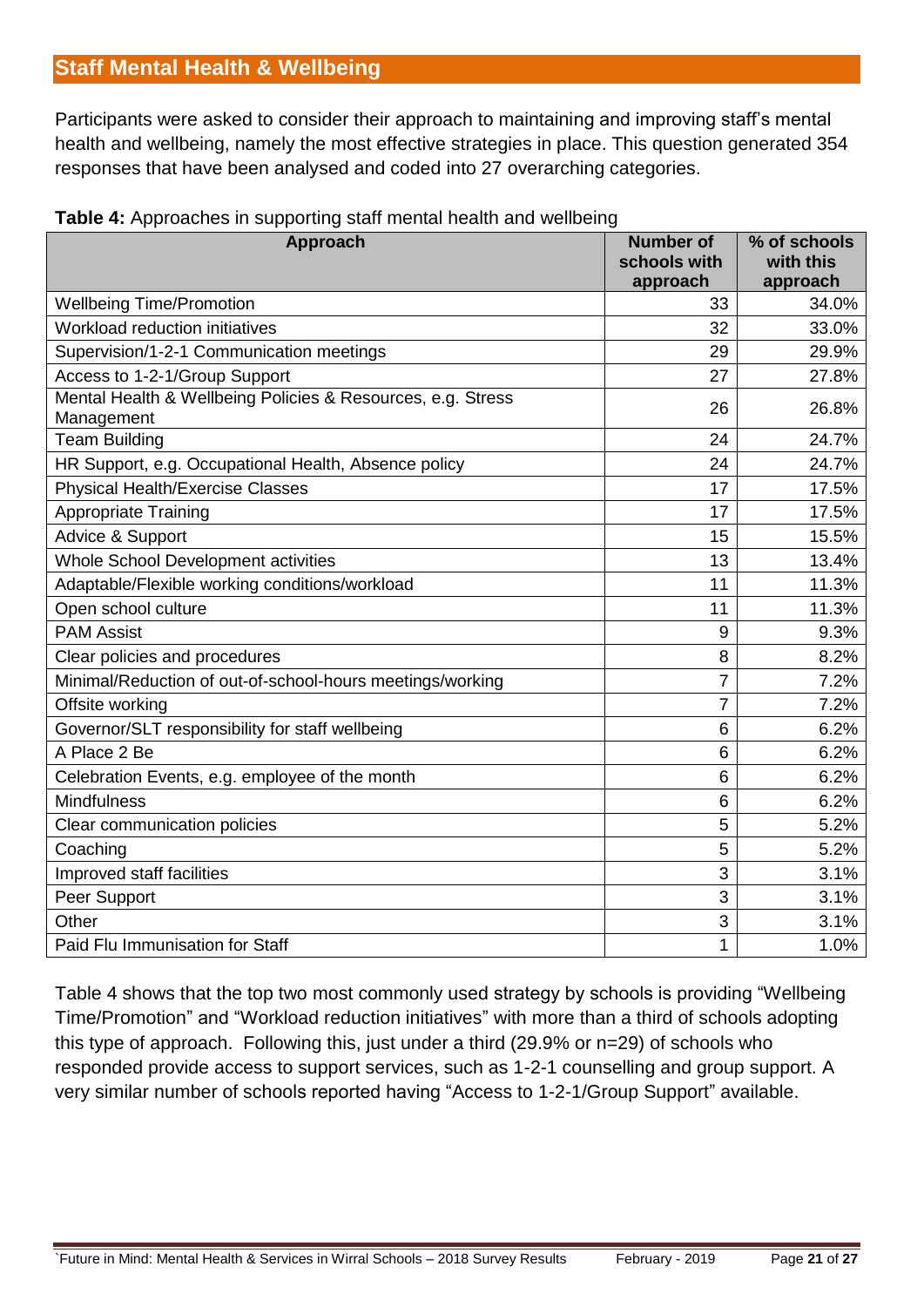## Staff Mental Health & Wellbeing

Participants were asked to consider their approach to maintaining and improving staff's mental health and wellbeing, namely the most effective strategies in place. This question generated 354 responses that have been analysed and coded into 27 overarching categories.

**Table 4:** Approaches in supporting staff mental health and wellbeing

| Approach | Number of schools with approach | % of schools with this approach |
|---|---|---|
| Wellbeing Time/Promotion | 33 | 34.0% |
| Workload reduction initiatives | 32 | 33.0% |
| Supervision/1-2-1 Communication meetings | 29 | 29.9% |
| Access to 1-2-1/Group Support | 27 | 27.8% |
| Mental Health & Wellbeing Policies & Resources, e.g. Stress Management | 26 | 26.8% |
| Team Building | 24 | 24.7% |
| HR Support, e.g. Occupational Health, Absence policy | 24 | 24.7% |
| Physical Health/Exercise Classes | 17 | 17.5% |
| Appropriate Training | 17 | 17.5% |
| Advice & Support | 15 | 15.5% |
| Whole School Development activities | 13 | 13.4% |
| Adaptable/Flexible working conditions/workload | 11 | 11.3% |
| Open school culture | 11 | 11.3% |
| PAM Assist | 9 | 9.3% |
| Clear policies and procedures | 8 | 8.2% |
| Minimal/Reduction of out-of-school-hours meetings/working | 7 | 7.2% |
| Offsite working | 7 | 7.2% |
| Governor/SLT responsibility for staff wellbeing | 6 | 6.2% |
| A Place 2 Be | 6 | 6.2% |
| Celebration Events, e.g. employee of the month | 6 | 6.2% |
| Mindfulness | 6 | 6.2% |
| Clear communication policies | 5 | 5.2% |
| Coaching | 5 | 5.2% |
| Improved staff facilities | 3 | 3.1% |
| Peer Support | 3 | 3.1% |
| Other | 3 | 3.1% |
| Paid Flu Immunisation for Staff | 1 | 1.0% |

Table 4 shows that the top two most commonly used strategy by schools is providing "Wellbeing Time/Promotion" and "Workload reduction initiatives" with more than a third of schools adopting this type of approach. Following this, just under a third (29.9% or n=29) of schools who responded provide access to support services, such as 1-2-1 counselling and group support. A very similar number of schools reported having "Access to 1-2-1/Group Support" available.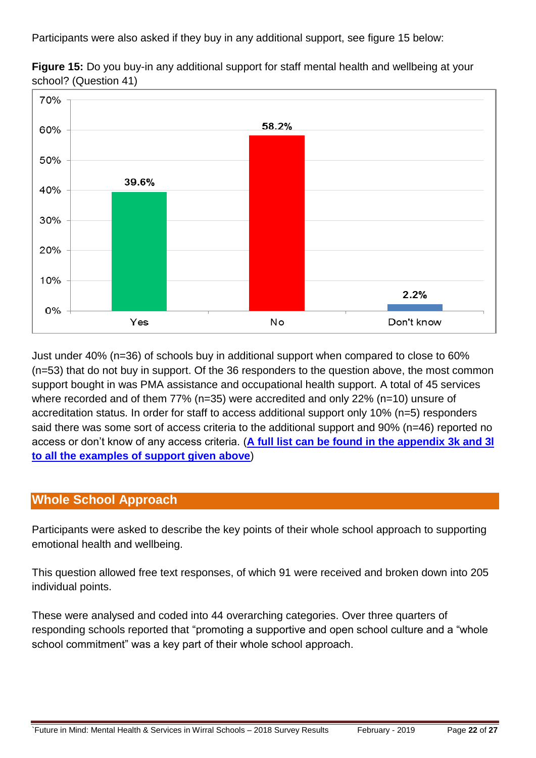Participants were also asked if they buy in any additional support, see figure 15 below:

**Figure 15:** Do you buy-in any additional support for staff mental health and wellbeing at your school? (Question 41)

| Response | Percentage |
|---|---|
| Yes | 39.6% |
| No | 58.2% |
| Don't know | 2.2% |

Just under 40% (n=36) of schools buy in additional support when compared to close to 60% (n=53) that do not buy in support. Of the 36 responders to the question above, the most common support bought in was PMA assistance and occupational health support. A total of 45 services where recorded and of them 77% (n=35) were accredited and only 22% (n=10) unsure of accreditation status. In order for staff to access additional support only 10% (n=5) responders said there was some sort of access criteria to the additional support and 90% (n=46) reported no access or don't know of any access criteria. (**A full list can be found in the appendix 3k and 3l to all the examples of support given above**)

## Whole School Approach

Participants were asked to describe the key points of their whole school approach to supporting emotional health and wellbeing.

This question allowed free text responses, of which 91 were received and broken down into 205 individual points.

These were analysed and coded into 44 overarching categories. Over three quarters of responding schools reported that "promoting a supportive and open school culture and a "whole school commitment" was a key part of their whole school approach.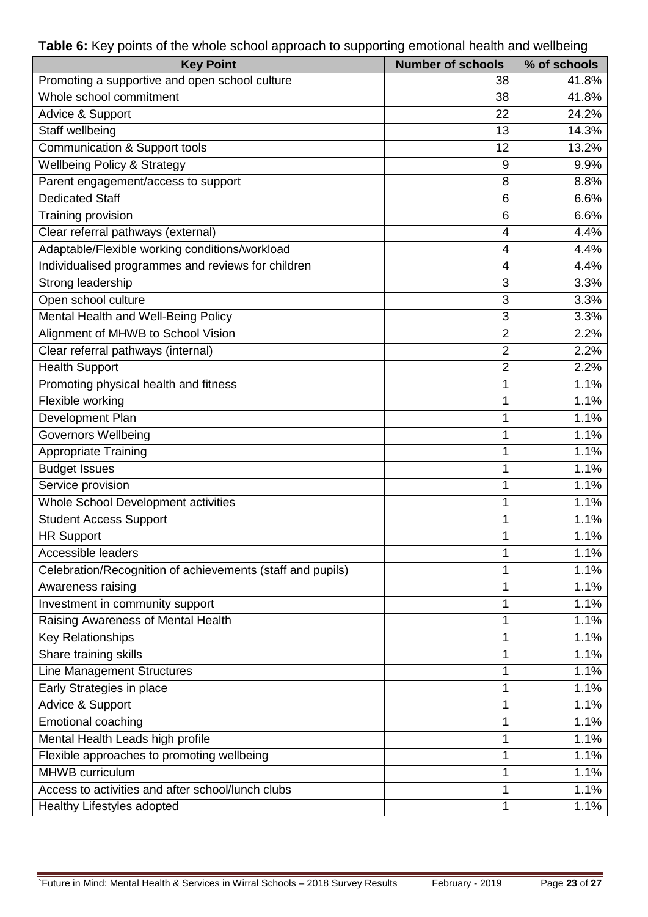**Table 6:** Key points of the whole school approach to supporting emotional health and wellbeing

| Key Point | Number of schools | % of schools |
|---|---|---|
| Promoting a supportive and open school culture | 38 | 41.8% |
| Whole school commitment | 38 | 41.8% |
| Advice & Support | 22 | 24.2% |
| Staff wellbeing | 13 | 14.3% |
| Communication & Support tools | 12 | 13.2% |
| Wellbeing Policy & Strategy | 9 | 9.9% |
| Parent engagement/access to support | 8 | 8.8% |
| Dedicated Staff | 6 | 6.6% |
| Training provision | 6 | 6.6% |
| Clear referral pathways (external) | 4 | 4.4% |
| Adaptable/Flexible working conditions/workload | 4 | 4.4% |
| Individualised programmes and reviews for children | 4 | 4.4% |
| Strong leadership | 3 | 3.3% |
| Open school culture | 3 | 3.3% |
| Mental Health and Well-Being Policy | 3 | 3.3% |
| Alignment of MHWB to School Vision | 2 | 2.2% |
| Clear referral pathways (internal) | 2 | 2.2% |
| Health Support | 2 | 2.2% |
| Promoting physical health and fitness | 1 | 1.1% |
| Flexible working | 1 | 1.1% |
| Development Plan | 1 | 1.1% |
| Governors Wellbeing | 1 | 1.1% |
| Appropriate Training | 1 | 1.1% |
| Budget Issues | 1 | 1.1% |
| Service provision | 1 | 1.1% |
| Whole School Development activities | 1 | 1.1% |
| Student Access Support | 1 | 1.1% |
| HR Support | 1 | 1.1% |
| Accessible leaders | 1 | 1.1% |
| Celebration/Recognition of achievements (staff and pupils) | 1 | 1.1% |
| Awareness raising | 1 | 1.1% |
| Investment in community support | 1 | 1.1% |
| Raising Awareness of Mental Health | 1 | 1.1% |
| Key Relationships | 1 | 1.1% |
| Share training skills | 1 | 1.1% |
| Line Management Structures | 1 | 1.1% |
| Early Strategies in place | 1 | 1.1% |
| Advice & Support | 1 | 1.1% |
| Emotional coaching | 1 | 1.1% |
| Mental Health Leads high profile | 1 | 1.1% |
| Flexible approaches to promoting wellbeing | 1 | 1.1% |
| MHWB curriculum | 1 | 1.1% |
| Access to activities and after school/lunch clubs | 1 | 1.1% |
| Healthy Lifestyles adopted | 1 | 1.1% |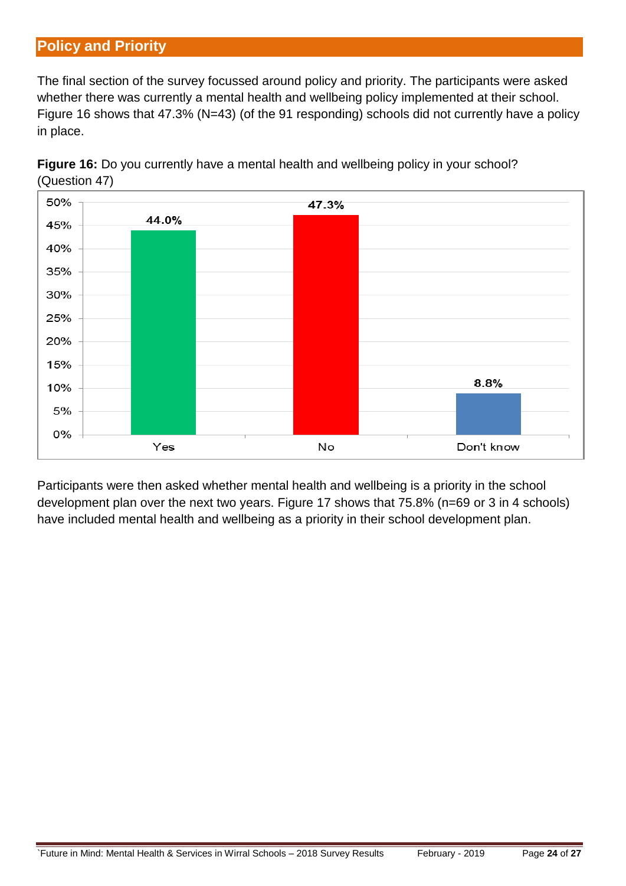## Policy and Priority

The final section of the survey focussed around policy and priority. The participants were asked whether there was currently a mental health and wellbeing policy implemented at their school. Figure 16 shows that 47.3% (N=43) (of the 91 responding) schools did not currently have a policy in place.

**Figure 16:** Do you currently have a mental health and wellbeing policy in your school? (Question 47)

| Response | Percentage |
|---|---|
| Yes | 44.0% |
| No | 47.3% |
| Don't know | 8.8% |

Participants were then asked whether mental health and wellbeing is a priority in the school development plan over the next two years. Figure 17 shows that 75.8% (n=69 or 3 in 4 schools) have included mental health and wellbeing as a priority in their school development plan.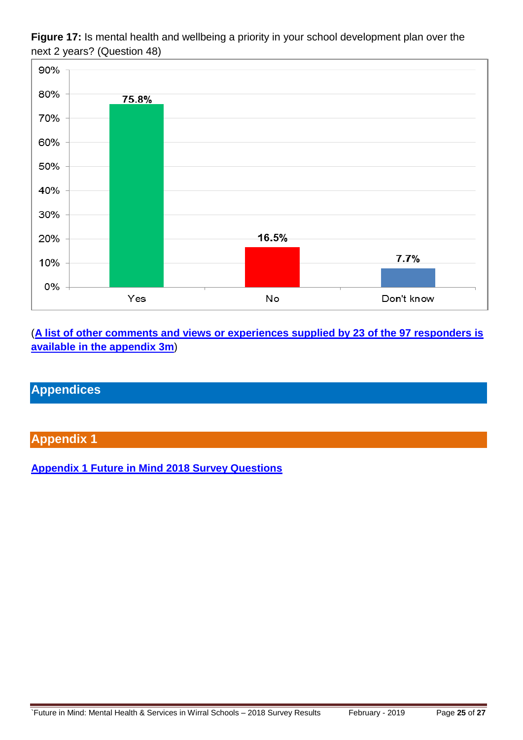**Figure 17:** Is mental health and wellbeing a priority in your school development plan over the next 2 years? (Question 48)

| Response | Percentage |
|---|---|
| Yes | 75.8% |
| No | 16.5% |
| Don't know | 7.7% |

(**A list of other comments and views or experiences supplied by 23 of the 97 responders is available in the appendix 3m**)

# Appendices

## Appendix 1

**Appendix 1 Future in Mind 2018 Survey Questions**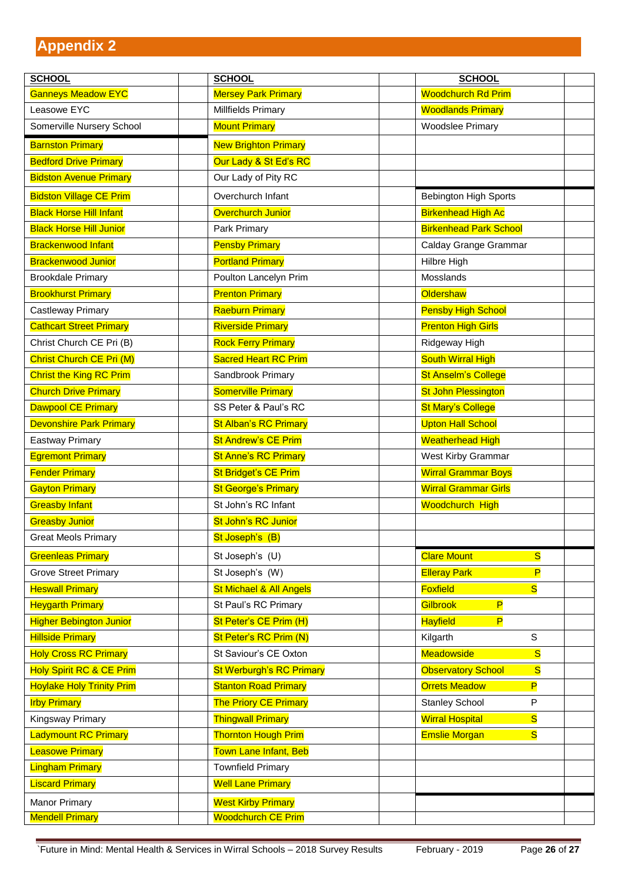## Appendix 2

| SCHOOL | | SCHOOL | | SCHOOL | |
|---|---|---|---|---|---|
| Ganneys Meadow EYC | | Mersey Park Primary | | Woodchurch Rd Prim | |
| Leasowe EYC | | Millfields Primary | | Woodlands Primary | |
| Somerville Nursery School | | Mount Primary | | Woodslee Primary | |
| Barnston Primary | | New Brighton Primary | | | |
| Bedford Drive Primary | | Our Lady & St Ed's RC | | | |
| Bidston Avenue Primary | | Our Lady of Pity RC | | | |
| Bidston Village CE Prim | | Overchurch Infant | | Bebington High Sports | |
| Black Horse Hill Infant | | Overchurch Junior | | Birkenhead High Ac | |
| Black Horse Hill Junior | | Park Primary | | Birkenhead Park School | |
| Brackenwood Infant | | Pensby Primary | | Calday Grange Grammar | |
| Brackenwood Junior | | Portland Primary | | Hilbre High | |
| Brookdale Primary | | Poulton Lancelyn Prim | | Mosslands | |
| Brookhurst Primary | | Prenton Primary | | Oldershaw | |
| Castleway Primary | | Raeburn Primary | | Pensby High School | |
| Cathcart Street Primary | | Riverside Primary | | Prenton High Girls | |
| Christ Church CE Pri (B) | | Rock Ferry Primary | | Ridgeway High | |
| Christ Church CE Pri (M) | | Sacred Heart RC Prim | | South Wirral High | |
| Christ the King RC Prim | | Sandbrook Primary | | St Anselm's College | |
| Church Drive Primary | | Somerville Primary | | St John Plessington | |
| Dawpool CE Primary | | SS Peter & Paul's RC | | St Mary's College | |
| Devonshire Park Primary | | St Alban's RC Primary | | Upton Hall School | |
| Eastway Primary | | St Andrew's CE Prim | | Weatherhead High | |
| Egremont Primary | | St Anne's RC Primary | | West Kirby Grammar | |
| Fender Primary | | St Bridget's CE Prim | | Wirral Grammar Boys | |
| Gayton Primary | | St George's Primary | | Wirral Grammar Girls | |
| Greasby Infant | | St John's RC Infant | | Woodchurch High | |
| Greasby Junior | | St John's RC Junior | | | |
| Great Meols Primary | | St Joseph's (B) | | | |
| Greenleas Primary | | St Joseph's (U) | | Clare Mount S | |
| Grove Street Primary | | St Joseph's (W) | | Elleray Park P | |
| Heswall Primary | | St Michael & All Angels | | Foxfield S | |
| Heygarth Primary | | St Paul's RC Primary | | Gilbrook P | |
| Higher Bebington Junior | | St Peter's CE Prim (H) | | Hayfield P | |
| Hillside Primary | | St Peter's RC Prim (N) | | Kilgarth S | |
| Holy Cross RC Primary | | St Saviour's CE Oxton | | Meadowside S | |
| Holy Spirit RC & CE Prim | | St Werburgh's RC Primary | | Observatory School S | |
| Hoylake Holy Trinity Prim | | Stanton Road Primary | | Orrets Meadow P | |
| Irby Primary | | The Priory CE Primary | | Stanley School P | |
| Kingsway Primary | | Thingwall Primary | | Wirral Hospital S | |
| Ladymount RC Primary | | Thornton Hough Prim | | Emslie Morgan S | |
| Leasowe Primary | | Town Lane Infant, Beb | | | |
| Lingham Primary | | Townfield Primary | | | |
| Liscard Primary | | Well Lane Primary | | | |
| Manor Primary | | West Kirby Primary | | | |
| Mendell Primary | | Woodchurch CE Prim | | | |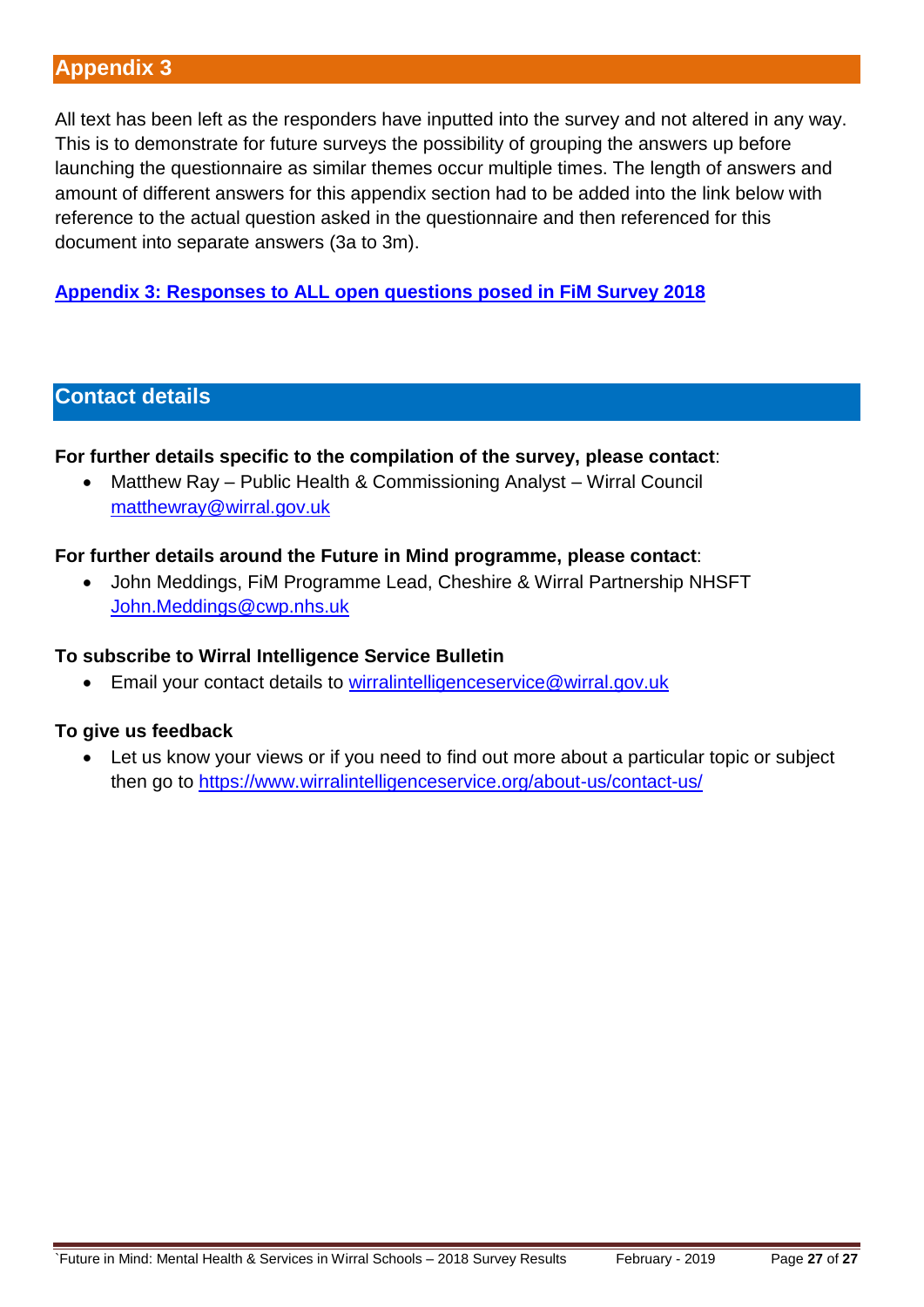## Appendix 3

All text has been left as the responders have inputted into the survey and not altered in any way. This is to demonstrate for future surveys the possibility of grouping the answers up before launching the questionnaire as similar themes occur multiple times. The length of answers and amount of different answers for this appendix section had to be added into the link below with reference to the actual question asked in the questionnaire and then referenced for this document into separate answers (3a to 3m).

**Appendix 3: Responses to ALL open questions posed in FiM Survey 2018**

## Contact details

**For further details specific to the compilation of the survey, please contact**:

- Matthew Ray – Public Health & Commissioning Analyst – Wirral Council
  matthewray@wirral.gov.uk

**For further details around the Future in Mind programme, please contact**:

- John Meddings, FiM Programme Lead, Cheshire & Wirral Partnership NHSFT
  John.Meddings@cwp.nhs.uk

**To subscribe to Wirral Intelligence Service Bulletin**

- Email your contact details to wirralintelligenceservice@wirral.gov.uk

**To give us feedback**

- Let us know your views or if you need to find out more about a particular topic or subject then go to https://www.wirralintelligenceservice.org/about-us/contact-us/